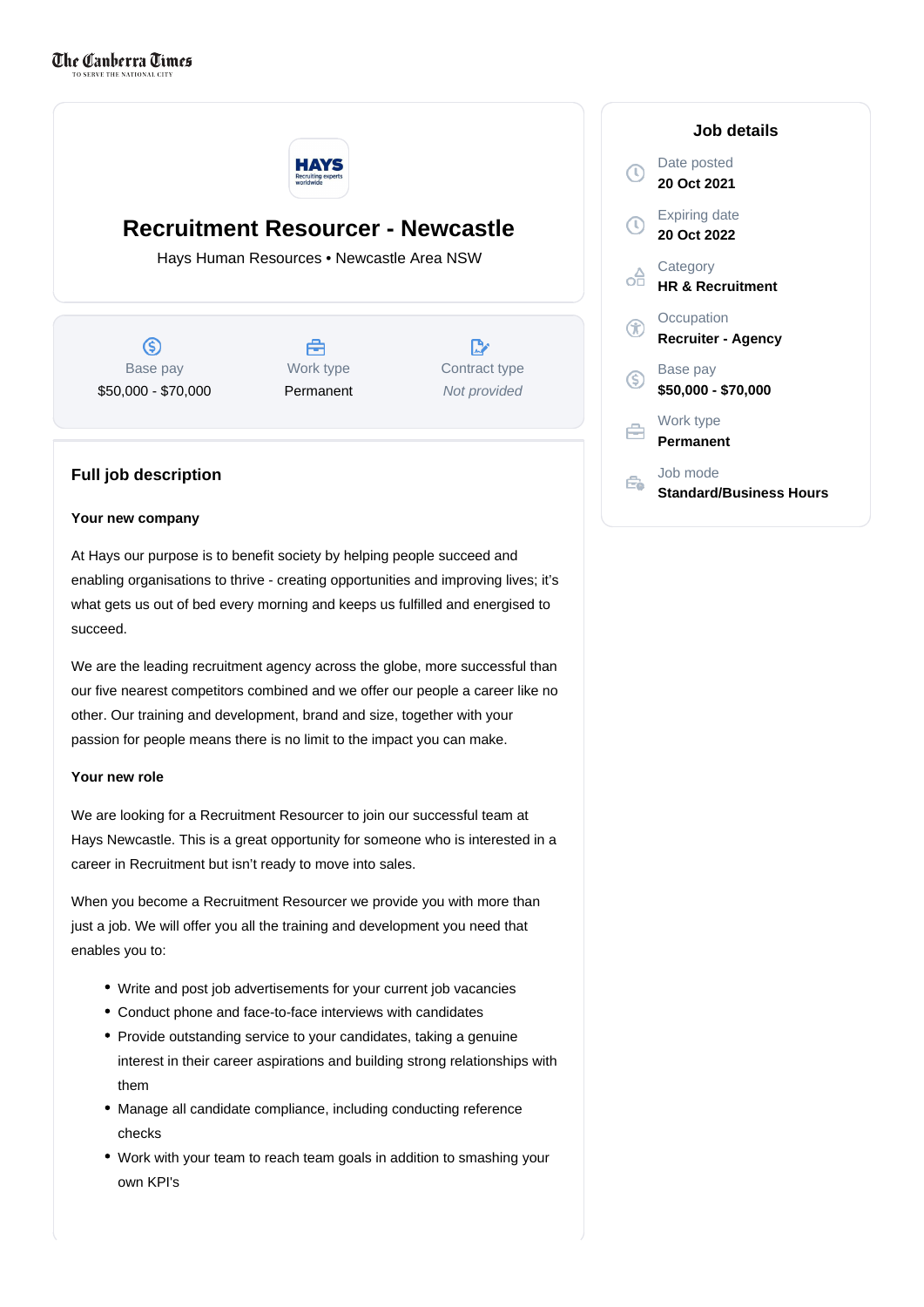# Recruitment Resourcer - Newcastle

Hays Human Resources • Newcastle Area NSW

| Base pay | Work type | Contract type |
| --- | --- | --- |
| $50,000 - $70,000 | Permanent | *Not provided* |

## Job details

- Date posted: **20 Oct 2021**
- Expiring date: **20 Oct 2022**
- Category: **HR & Recruitment**
- Occupation: **Recruiter - Agency**
- Base pay: **$50,000 - $70,000**
- Work type: **Permanent**
- Job mode: **Standard/Business Hours**

## Full job description

### Your new company

At Hays our purpose is to benefit society by helping people succeed and enabling organisations to thrive - creating opportunities and improving lives; it's what gets us out of bed every morning and keeps us fulfilled and energised to succeed.

We are the leading recruitment agency across the globe, more successful than our five nearest competitors combined and we offer our people a career like no other. Our training and development, brand and size, together with your passion for people means there is no limit to the impact you can make.

### Your new role

We are looking for a Recruitment Resourcer to join our successful team at Hays Newcastle. This is a great opportunity for someone who is interested in a career in Recruitment but isn't ready to move into sales.

When you become a Recruitment Resourcer we provide you with more than just a job. We will offer you all the training and development you need that enables you to:

- Write and post job advertisements for your current job vacancies
- Conduct phone and face-to-face interviews with candidates
- Provide outstanding service to your candidates, taking a genuine interest in their career aspirations and building strong relationships with them
- Manage all candidate compliance, including conducting reference checks
- Work with your team to reach team goals in addition to smashing your own KPI's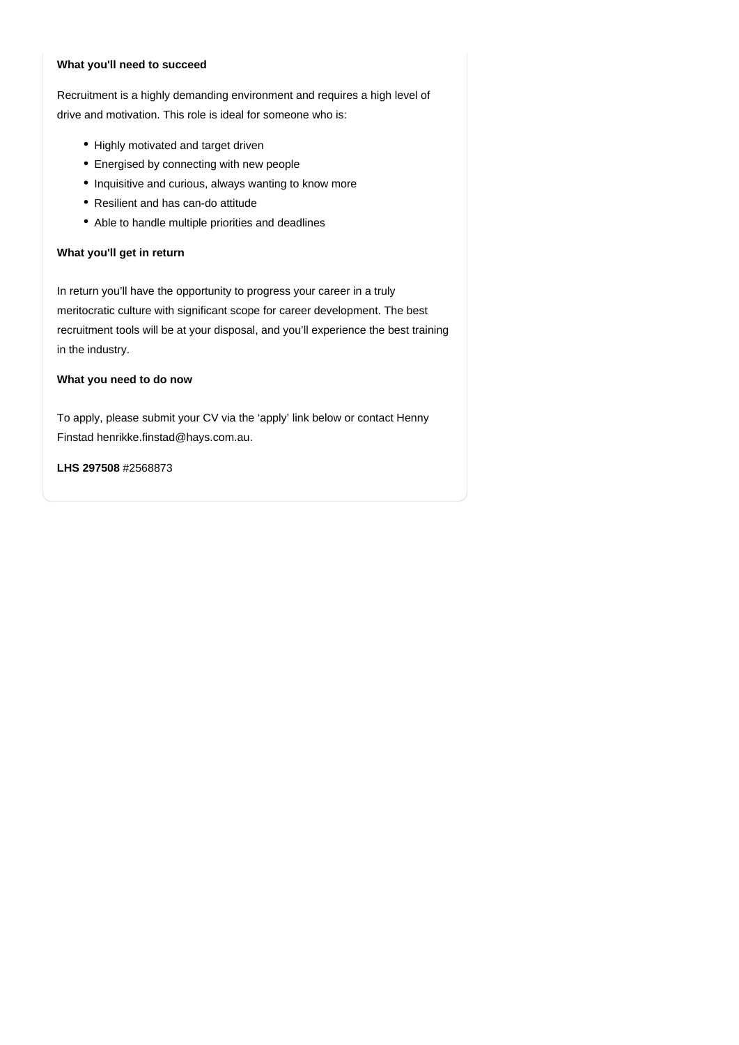**What you'll need to succeed**

Recruitment is a highly demanding environment and requires a high level of drive and motivation. This role is ideal for someone who is:

- Highly motivated and target driven
- Energised by connecting with new people
- Inquisitive and curious, always wanting to know more
- Resilient and has can-do attitude
- Able to handle multiple priorities and deadlines

**What you'll get in return**

In return you'll have the opportunity to progress your career in a truly meritocratic culture with significant scope for career development. The best recruitment tools will be at your disposal, and you'll experience the best training in the industry.

**What you need to do now**

To apply, please submit your CV via the 'apply' link below or contact Henny Finstad henrikke.finstad@hays.com.au.

**LHS 297508** #2568873